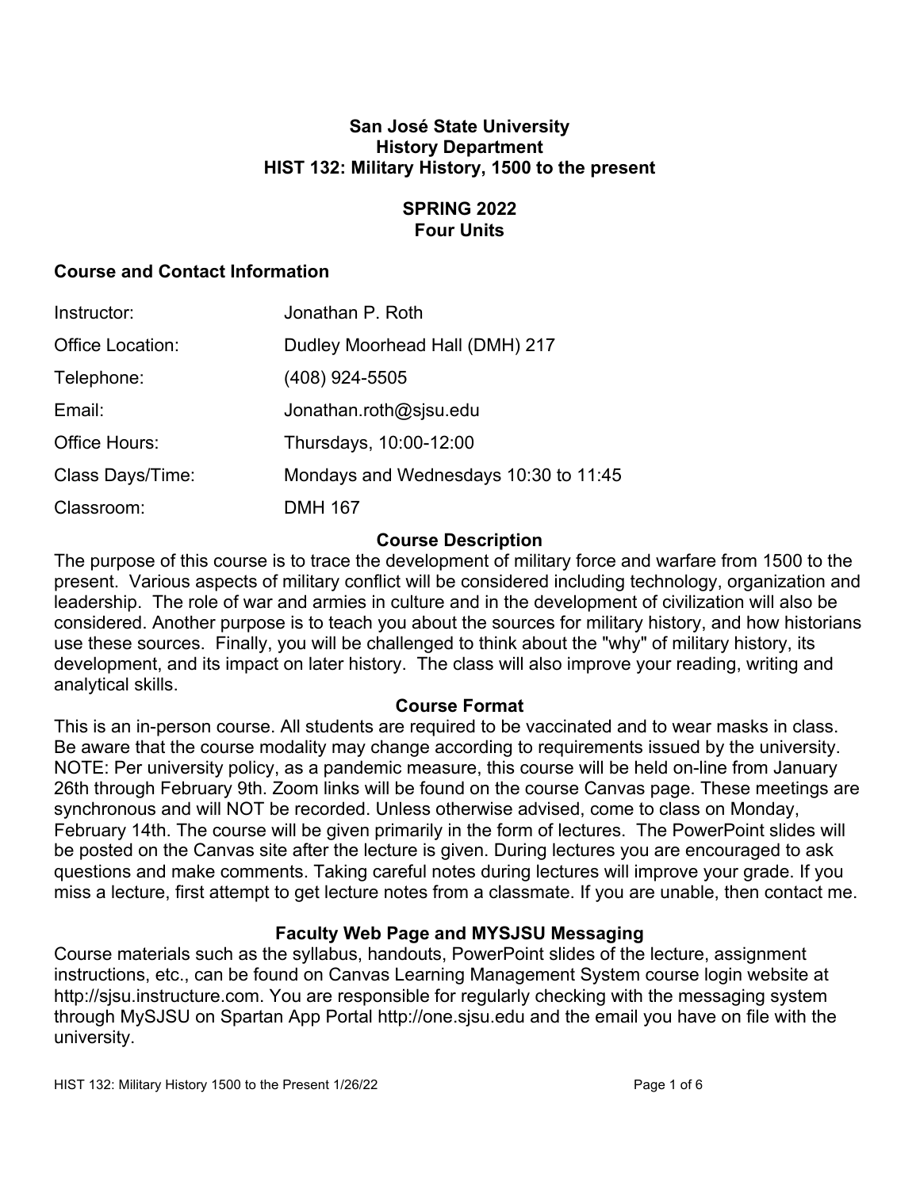# San José State University
## History Department
## HIST 132: Military History, 1500 to the present

**SPRING 2022**
**Four Units**

### Course and Contact Information

| | |
|---|---|
| Instructor: | Jonathan P. Roth |
| Office Location: | Dudley Moorhead Hall (DMH) 217 |
| Telephone: | (408) 924-5505 |
| Email: | Jonathan.roth@sjsu.edu |
| Office Hours: | Thursdays, 10:00-12:00 |
| Class Days/Time: | Mondays and Wednesdays 10:30 to 11:45 |
| Classroom: | DMH 167 |

### Course Description

The purpose of this course is to trace the development of military force and warfare from 1500 to the present. Various aspects of military conflict will be considered including technology, organization and leadership. The role of war and armies in culture and in the development of civilization will also be considered. Another purpose is to teach you about the sources for military history, and how historians use these sources. Finally, you will be challenged to think about the "why" of military history, its development, and its impact on later history. The class will also improve your reading, writing and analytical skills.

### Course Format

This is an in-person course. All students are required to be vaccinated and to wear masks in class. Be aware that the course modality may change according to requirements issued by the university. NOTE: Per university policy, as a pandemic measure, this course will be held on-line from January 26th through February 9th. Zoom links will be found on the course Canvas page. These meetings are synchronous and will NOT be recorded. Unless otherwise advised, come to class on Monday, February 14th. The course will be given primarily in the form of lectures. The PowerPoint slides will be posted on the Canvas site after the lecture is given. During lectures you are encouraged to ask questions and make comments. Taking careful notes during lectures will improve your grade. If you miss a lecture, first attempt to get lecture notes from a classmate. If you are unable, then contact me.

### Faculty Web Page and MYSJSU Messaging

Course materials such as the syllabus, handouts, PowerPoint slides of the lecture, assignment instructions, etc., can be found on Canvas Learning Management System course login website at http://sjsu.instructure.com. You are responsible for regularly checking with the messaging system through MySJSU on Spartan App Portal http://one.sjsu.edu and the email you have on file with the university.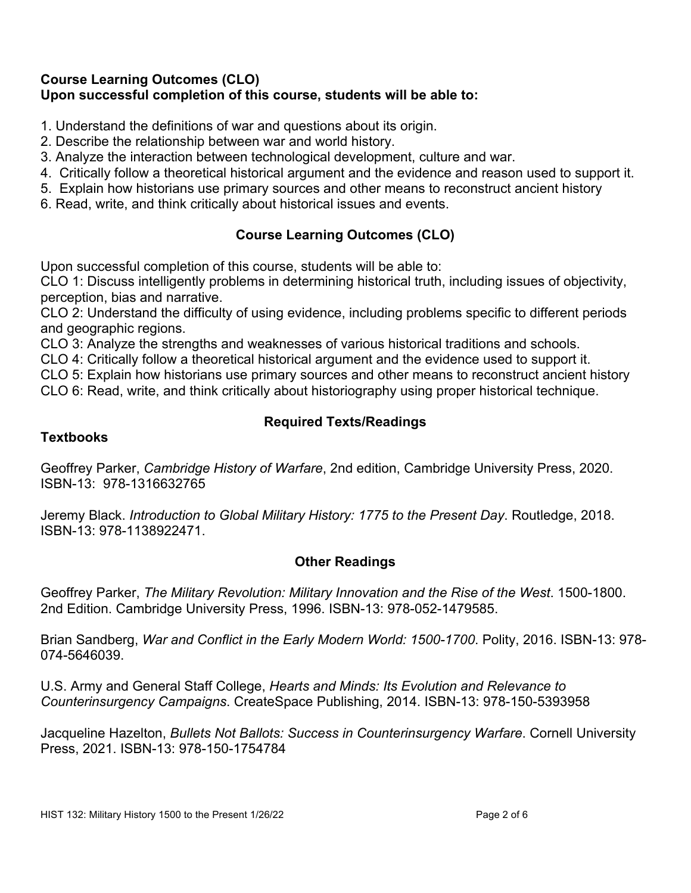**Course Learning Outcomes (CLO)**
**Upon successful completion of this course, students will be able to:**

1. Understand the definitions of war and questions about its origin.
2. Describe the relationship between war and world history.
3. Analyze the interaction between technological development, culture and war.
4. Critically follow a theoretical historical argument and the evidence and reason used to support it.
5. Explain how historians use primary sources and other means to reconstruct ancient history
6. Read, write, and think critically about historical issues and events.

## Course Learning Outcomes (CLO)

Upon successful completion of this course, students will be able to:

CLO 1: Discuss intelligently problems in determining historical truth, including issues of objectivity, perception, bias and narrative.

CLO 2: Understand the difficulty of using evidence, including problems specific to different periods and geographic regions.

CLO 3: Analyze the strengths and weaknesses of various historical traditions and schools.

CLO 4: Critically follow a theoretical historical argument and the evidence used to support it.

CLO 5: Explain how historians use primary sources and other means to reconstruct ancient history

CLO 6: Read, write, and think critically about historiography using proper historical technique.

## Required Texts/Readings

### Textbooks

Geoffrey Parker, *Cambridge History of Warfare*, 2nd edition, Cambridge University Press, 2020. ISBN-13: 978-1316632765

Jeremy Black. *Introduction to Global Military History: 1775 to the Present Day*. Routledge, 2018. ISBN-13: 978-1138922471.

## Other Readings

Geoffrey Parker, *The Military Revolution: Military Innovation and the Rise of the West*. 1500-1800. 2nd Edition. Cambridge University Press, 1996. ISBN-13: 978-052-1479585.

Brian Sandberg, *War and Conflict in the Early Modern World: 1500-1700*. Polity, 2016. ISBN-13: 978-074-5646039.

U.S. Army and General Staff College, *Hearts and Minds: Its Evolution and Relevance to Counterinsurgency Campaigns*. CreateSpace Publishing, 2014. ISBN-13: 978-150-5393958

Jacqueline Hazelton, *Bullets Not Ballots: Success in Counterinsurgency Warfare*. Cornell University Press, 2021. ISBN-13: 978-150-1754784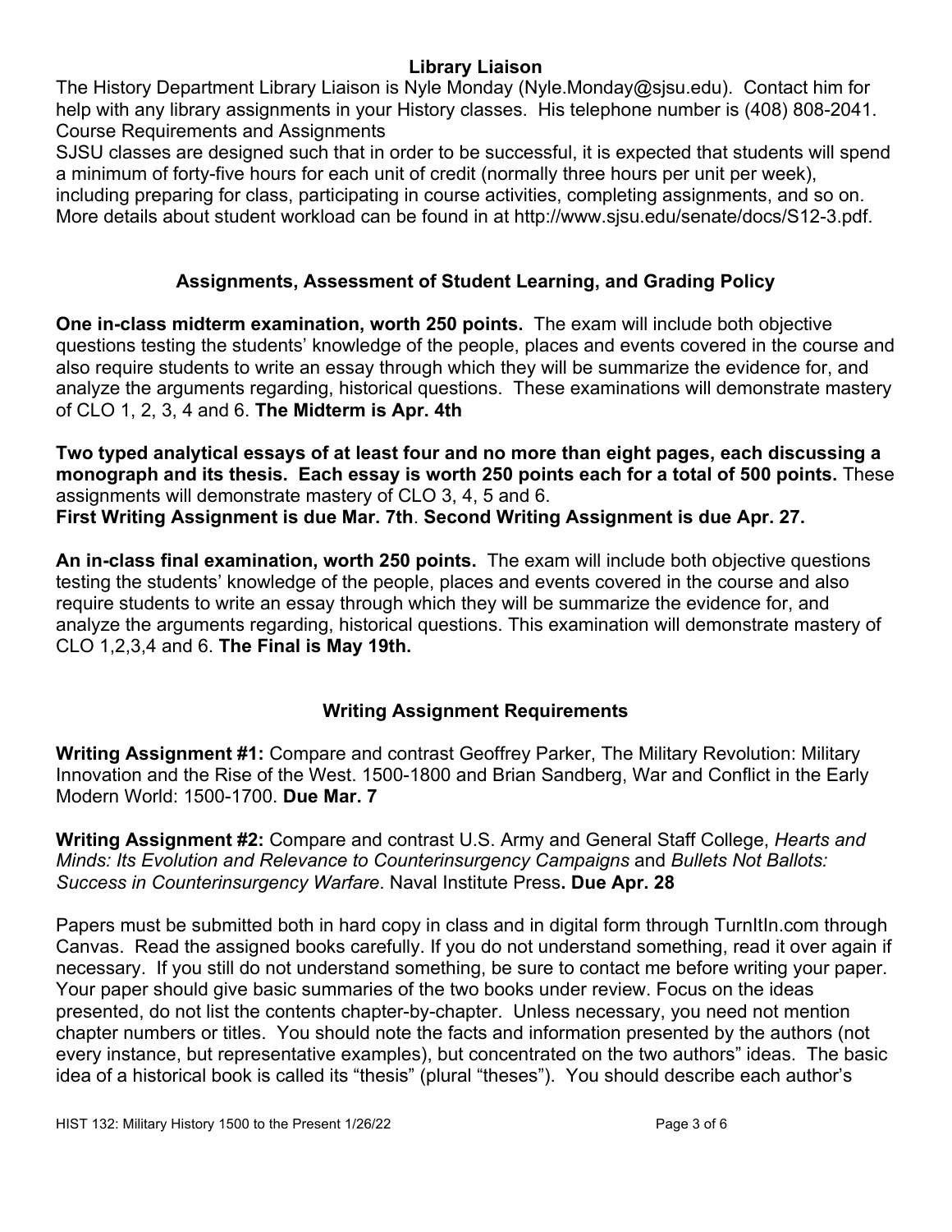**Library Liaison**

The History Department Library Liaison is Nyle Monday (Nyle.Monday@sjsu.edu). Contact him for help with any library assignments in your History classes. His telephone number is (408) 808-2041.

Course Requirements and Assignments

SJSU classes are designed such that in order to be successful, it is expected that students will spend a minimum of forty-five hours for each unit of credit (normally three hours per unit per week), including preparing for class, participating in course activities, completing assignments, and so on. More details about student workload can be found in at http://www.sjsu.edu/senate/docs/S12-3.pdf.

## Assignments, Assessment of Student Learning, and Grading Policy

**One in-class midterm examination, worth 250 points.** The exam will include both objective questions testing the students' knowledge of the people, places and events covered in the course and also require students to write an essay through which they will be summarize the evidence for, and analyze the arguments regarding, historical questions. These examinations will demonstrate mastery of CLO 1, 2, 3, 4 and 6. **The Midterm is Apr. 4th**

**Two typed analytical essays of at least four and no more than eight pages, each discussing a monograph and its thesis. Each essay is worth 250 points each for a total of 500 points.** These assignments will demonstrate mastery of CLO 3, 4, 5 and 6.
**First Writing Assignment is due Mar. 7th**. **Second Writing Assignment is due Apr. 27.**

**An in-class final examination, worth 250 points.** The exam will include both objective questions testing the students' knowledge of the people, places and events covered in the course and also require students to write an essay through which they will be summarize the evidence for, and analyze the arguments regarding, historical questions. This examination will demonstrate mastery of CLO 1,2,3,4 and 6. **The Final is May 19th.**

## Writing Assignment Requirements

**Writing Assignment #1:** Compare and contrast Geoffrey Parker, The Military Revolution: Military Innovation and the Rise of the West. 1500-1800 and Brian Sandberg, War and Conflict in the Early Modern World: 1500-1700. **Due Mar. 7**

**Writing Assignment #2:** Compare and contrast U.S. Army and General Staff College, *Hearts and Minds: Its Evolution and Relevance to Counterinsurgency Campaigns* and *Bullets Not Ballots: Success in Counterinsurgency Warfare*. Naval Institute Press**. Due Apr. 28**

Papers must be submitted both in hard copy in class and in digital form through TurnItIn.com through Canvas. Read the assigned books carefully. If you do not understand something, read it over again if necessary. If you still do not understand something, be sure to contact me before writing your paper. Your paper should give basic summaries of the two books under review. Focus on the ideas presented, do not list the contents chapter-by-chapter. Unless necessary, you need not mention chapter numbers or titles. You should note the facts and information presented by the authors (not every instance, but representative examples), but concentrated on the two authors" ideas. The basic idea of a historical book is called its "thesis" (plural "theses"). You should describe each author's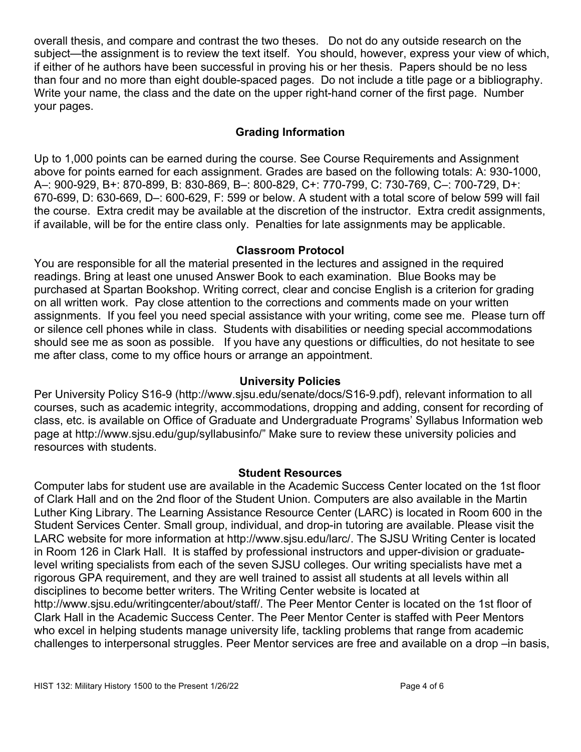overall thesis, and compare and contrast the two theses. Do not do any outside research on the subject—the assignment is to review the text itself. You should, however, express your view of which, if either of he authors have been successful in proving his or her thesis. Papers should be no less than four and no more than eight double-spaced pages. Do not include a title page or a bibliography. Write your name, the class and the date on the upper right-hand corner of the first page. Number your pages.

## Grading Information

Up to 1,000 points can be earned during the course. See Course Requirements and Assignment above for points earned for each assignment. Grades are based on the following totals: A: 930-1000, A–: 900-929, B+: 870-899, B: 830-869, B–: 800-829, C+: 770-799, C: 730-769, C–: 700-729, D+: 670-699, D: 630-669, D–: 600-629, F: 599 or below. A student with a total score of below 599 will fail the course. Extra credit may be available at the discretion of the instructor. Extra credit assignments, if available, will be for the entire class only. Penalties for late assignments may be applicable.

## Classroom Protocol

You are responsible for all the material presented in the lectures and assigned in the required readings. Bring at least one unused Answer Book to each examination. Blue Books may be purchased at Spartan Bookshop. Writing correct, clear and concise English is a criterion for grading on all written work. Pay close attention to the corrections and comments made on your written assignments. If you feel you need special assistance with your writing, come see me. Please turn off or silence cell phones while in class. Students with disabilities or needing special accommodations should see me as soon as possible. If you have any questions or difficulties, do not hesitate to see me after class, come to my office hours or arrange an appointment.

## University Policies

Per University Policy S16-9 (http://www.sjsu.edu/senate/docs/S16-9.pdf), relevant information to all courses, such as academic integrity, accommodations, dropping and adding, consent for recording of class, etc. is available on Office of Graduate and Undergraduate Programs' Syllabus Information web page at http://www.sjsu.edu/gup/syllabusinfo/" Make sure to review these university policies and resources with students.

## Student Resources

Computer labs for student use are available in the Academic Success Center located on the 1st floor of Clark Hall and on the 2nd floor of the Student Union. Computers are also available in the Martin Luther King Library. The Learning Assistance Resource Center (LARC) is located in Room 600 in the Student Services Center. Small group, individual, and drop-in tutoring are available. Please visit the LARC website for more information at http://www.sjsu.edu/larc/. The SJSU Writing Center is located in Room 126 in Clark Hall. It is staffed by professional instructors and upper-division or graduate-level writing specialists from each of the seven SJSU colleges. Our writing specialists have met a rigorous GPA requirement, and they are well trained to assist all students at all levels within all disciplines to become better writers. The Writing Center website is located at http://www.sjsu.edu/writingcenter/about/staff/. The Peer Mentor Center is located on the 1st floor of Clark Hall in the Academic Success Center. The Peer Mentor Center is staffed with Peer Mentors who excel in helping students manage university life, tackling problems that range from academic challenges to interpersonal struggles. Peer Mentor services are free and available on a drop –in basis,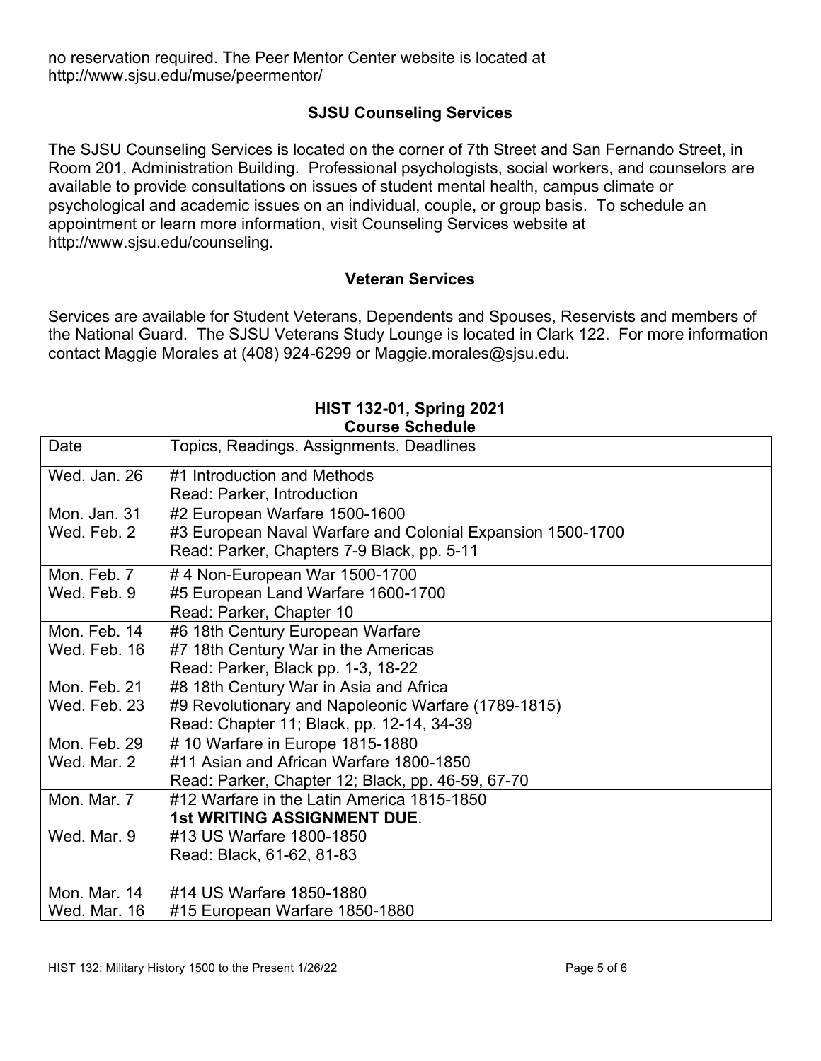no reservation required. The Peer Mentor Center website is located at http://www.sjsu.edu/muse/peermentor/

### SJSU Counseling Services

The SJSU Counseling Services is located on the corner of 7th Street and San Fernando Street, in Room 201, Administration Building. Professional psychologists, social workers, and counselors are available to provide consultations on issues of student mental health, campus climate or psychological and academic issues on an individual, couple, or group basis. To schedule an appointment or learn more information, visit Counseling Services website at http://www.sjsu.edu/counseling.

### Veteran Services

Services are available for Student Veterans, Dependents and Spouses, Reservists and members of the National Guard. The SJSU Veterans Study Lounge is located in Clark 122. For more information contact Maggie Morales at (408) 924-6299 or Maggie.morales@sjsu.edu.

## HIST 132-01, Spring 2021 Course Schedule

| Date | Topics, Readings, Assignments, Deadlines |
|---|---|
| Wed. Jan. 26 | #1 Introduction and Methods<br>Read: Parker, Introduction |
| Mon. Jan. 31<br>Wed. Feb. 2 | #2 European Warfare 1500-1600<br>#3 European Naval Warfare and Colonial Expansion 1500-1700<br>Read: Parker, Chapters 7-9 Black, pp. 5-11 |
| Mon. Feb. 7<br>Wed. Feb. 9 | # 4 Non-European War 1500-1700<br>#5 European Land Warfare 1600-1700<br>Read: Parker, Chapter 10 |
| Mon. Feb. 14<br>Wed. Feb. 16 | #6 18th Century European Warfare<br>#7 18th Century War in the Americas<br>Read: Parker, Black pp. 1-3, 18-22 |
| Mon. Feb. 21<br>Wed. Feb. 23 | #8 18th Century War in Asia and Africa<br>#9 Revolutionary and Napoleonic Warfare (1789-1815)<br>Read: Chapter 11; Black, pp. 12-14, 34-39 |
| Mon. Feb. 29<br>Wed. Mar. 2 | # 10 Warfare in Europe 1815-1880<br>#11 Asian and African Warfare 1800-1850<br>Read: Parker, Chapter 12; Black, pp. 46-59, 67-70 |
| Mon. Mar. 7<br><br>Wed. Mar. 9 | #12 Warfare in the Latin America 1815-1850<br>**1st WRITING ASSIGNMENT DUE**.<br>#13 US Warfare 1800-1850<br>Read: Black, 61-62, 81-83 |
| Mon. Mar. 14<br>Wed. Mar. 16 | #14 US Warfare 1850-1880<br>#15 European Warfare 1850-1880 |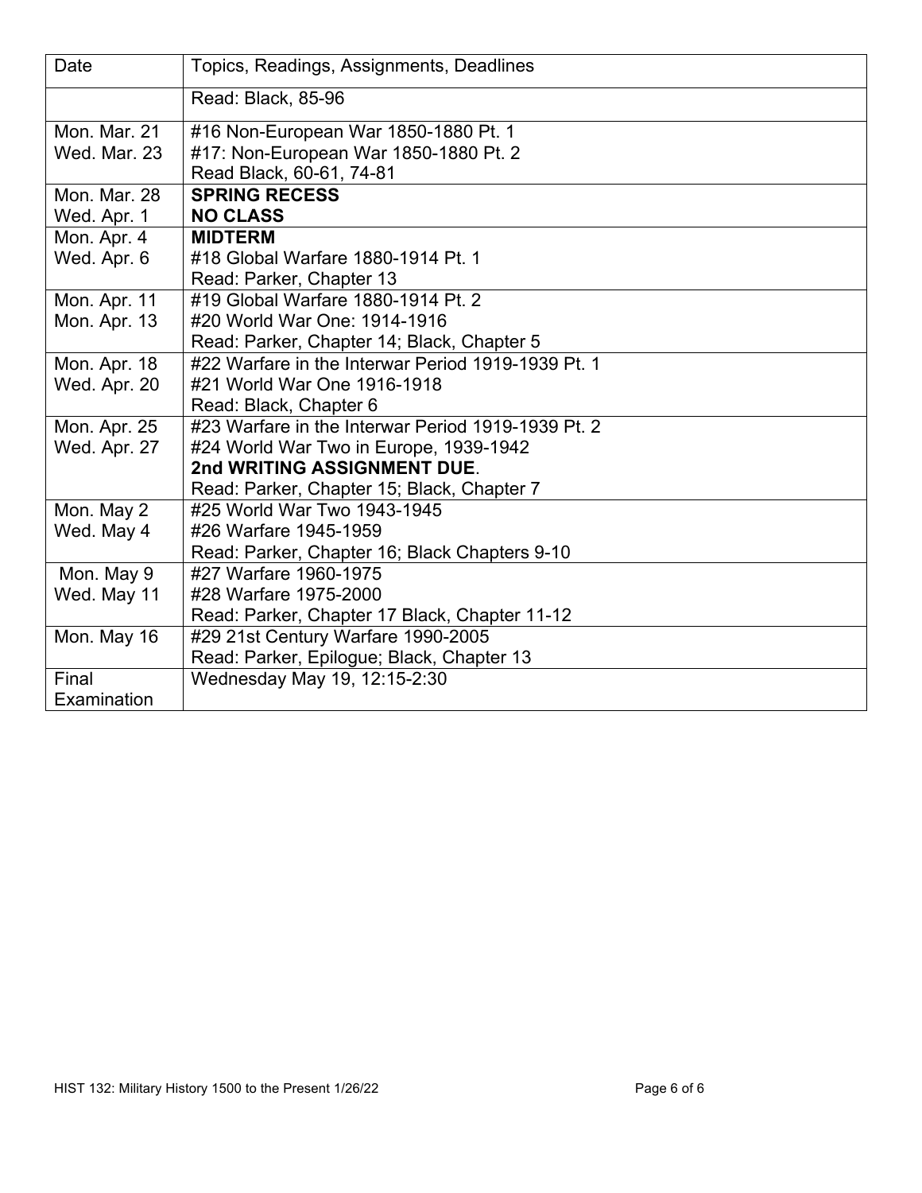| Date | Topics, Readings, Assignments, Deadlines |
|---|---|
| | Read: Black, 85-96 |
| Mon. Mar. 21<br>Wed. Mar. 23 | #16 Non-European War 1850-1880 Pt. 1<br>#17: Non-European War 1850-1880 Pt. 2<br>Read Black, 60-61, 74-81 |
| Mon. Mar. 28<br>Wed. Apr. 1 | **SPRING RECESS**<br>**NO CLASS** |
| Mon. Apr. 4<br>Wed. Apr. 6 | **MIDTERM**<br>#18 Global Warfare 1880-1914 Pt. 1<br>Read: Parker, Chapter 13 |
| Mon. Apr. 11<br>Mon. Apr. 13 | #19 Global Warfare 1880-1914 Pt. 2<br>#20 World War One: 1914-1916<br>Read: Parker, Chapter 14; Black, Chapter 5 |
| Mon. Apr. 18<br>Wed. Apr. 20 | #22 Warfare in the Interwar Period 1919-1939 Pt. 1<br>#21 World War One 1916-1918<br>Read: Black, Chapter 6 |
| Mon. Apr. 25<br>Wed. Apr. 27 | #23 Warfare in the Interwar Period 1919-1939 Pt. 2<br>#24 World War Two in Europe, 1939-1942<br>**2nd WRITING ASSIGNMENT DUE**.<br>Read: Parker, Chapter 15; Black, Chapter 7 |
| Mon. May 2<br>Wed. May 4 | #25 World War Two 1943-1945<br>#26 Warfare 1945-1959<br>Read: Parker, Chapter 16; Black Chapters 9-10 |
| Mon. May 9<br>Wed. May 11 | #27 Warfare 1960-1975<br>#28 Warfare 1975-2000<br>Read: Parker, Chapter 17 Black, Chapter 11-12 |
| Mon. May 16 | #29 21st Century Warfare 1990-2005<br>Read: Parker, Epilogue; Black, Chapter 13 |
| Final Examination | Wednesday May 19, 12:15-2:30 |